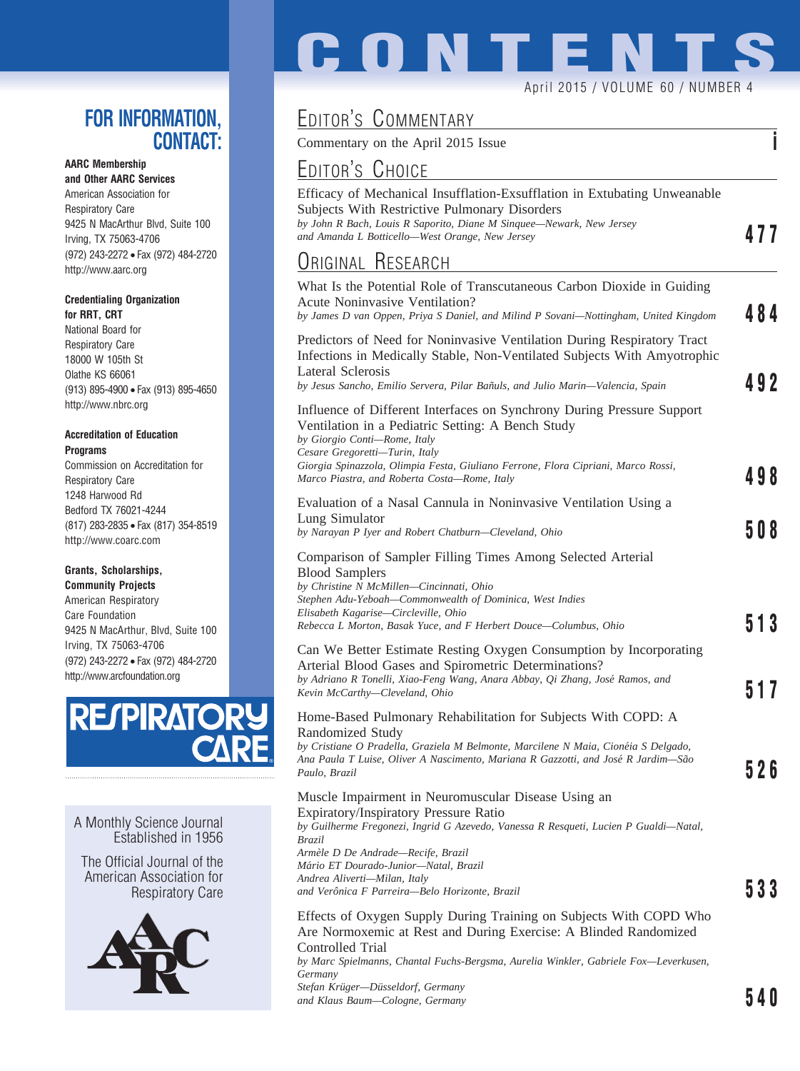# CONTENTS

April 2015 / VOLUME 60 / NUMBER 4

## FOR INFORMATION, CONTACT:

**AARC Membership and Other AARC Services**
American Association for Respiratory Care
9425 N MacArthur Blvd, Suite 100
Irving, TX 75063-4706
(972) 243-2272 • Fax (972) 484-2720
http://www.aarc.org

**Credentialing Organization for RRT, CRT**
National Board for Respiratory Care
18000 W 105th St
Olathe KS 66061
(913) 895-4900 • Fax (913) 895-4650
http://www.nbrc.org

**Accreditation of Education Programs**
Commission on Accreditation for Respiratory Care
1248 Harwood Rd
Bedford TX 76021-4244
(817) 283-2835 • Fax (817) 354-8519
http://www.coarc.com

**Grants, Scholarships, Community Projects**
American Respiratory Care Foundation
9425 N MacArthur, Blvd, Suite 100
Irving, TX 75063-4706
(972) 243-2272 • Fax (972) 484-2720
http://www.arcfoundation.org

RESPIRATORY CARE

A Monthly Science Journal Established in 1956

The Official Journal of the American Association for Respiratory Care

## Editor's Commentary

Commentary on the April 2015 Issue — i

## Editor's Choice

Efficacy of Mechanical Insufflation-Exsufflation in Extubating Unweanable Subjects With Restrictive Pulmonary Disorders
*by John R Bach, Louis R Saporito, Diane M Sinquee—Newark, New Jersey and Amanda L Botticello—West Orange, New Jersey* — 477

## Original Research

What Is the Potential Role of Transcutaneous Carbon Dioxide in Guiding Acute Noninvasive Ventilation?
*by James D van Oppen, Priya S Daniel, and Milind P Sovani—Nottingham, United Kingdom* — 484

Predictors of Need for Noninvasive Ventilation During Respiratory Tract Infections in Medically Stable, Non-Ventilated Subjects With Amyotrophic Lateral Sclerosis
*by Jesus Sancho, Emilio Servera, Pilar Bañuls, and Julio Marin—Valencia, Spain* — 492

Influence of Different Interfaces on Synchrony During Pressure Support Ventilation in a Pediatric Setting: A Bench Study
*by Giorgio Conti—Rome, Italy*
*Cesare Gregoretti—Turin, Italy*
*Giorgia Spinazzola, Olimpia Festa, Giuliano Ferrone, Flora Cipriani, Marco Rossi, Marco Piastra, and Roberta Costa—Rome, Italy* — 498

Evaluation of a Nasal Cannula in Noninvasive Ventilation Using a Lung Simulator
*by Narayan P Iyer and Robert Chatburn—Cleveland, Ohio* — 508

Comparison of Sampler Filling Times Among Selected Arterial Blood Samplers
*by Christine N McMillen—Cincinnati, Ohio*
*Stephen Adu-Yeboah—Commonwealth of Dominica, West Indies*
*Elisabeth Kagarise—Circleville, Ohio*
*Rebecca L Morton, Basak Yuce, and F Herbert Douce—Columbus, Ohio* — 513

Can We Better Estimate Resting Oxygen Consumption by Incorporating Arterial Blood Gases and Spirometric Determinations?
*by Adriano R Tonelli, Xiao-Feng Wang, Anara Abbay, Qi Zhang, José Ramos, and Kevin McCarthy—Cleveland, Ohio* — 517

Home-Based Pulmonary Rehabilitation for Subjects With COPD: A Randomized Study
*by Cristiane O Pradella, Graziela M Belmonte, Marcilene N Maia, Cionéia S Delgado, Ana Paula T Luise, Oliver A Nascimento, Mariana R Gazzotti, and José R Jardim—São Paulo, Brazil* — 526

Muscle Impairment in Neuromuscular Disease Using an Expiratory/Inspiratory Pressure Ratio
*by Guilherme Fregonezi, Ingrid G Azevedo, Vanessa R Resqueti, Lucien P Gualdi—Natal, Brazil*
*Armèle D De Andrade—Recife, Brazil*
*Mário ET Dourado-Junior—Natal, Brazil*
*Andrea Aliverti—Milan, Italy*
*and Verônica F Parreira—Belo Horizonte, Brazil* — 533

Effects of Oxygen Supply During Training on Subjects With COPD Who Are Normoxemic at Rest and During Exercise: A Blinded Randomized Controlled Trial
*by Marc Spielmanns, Chantal Fuchs-Bergsma, Aurelia Winkler, Gabriele Fox—Leverkusen, Germany*
*Stefan Krüger—Düsseldorf, Germany*
*and Klaus Baum—Cologne, Germany* — 540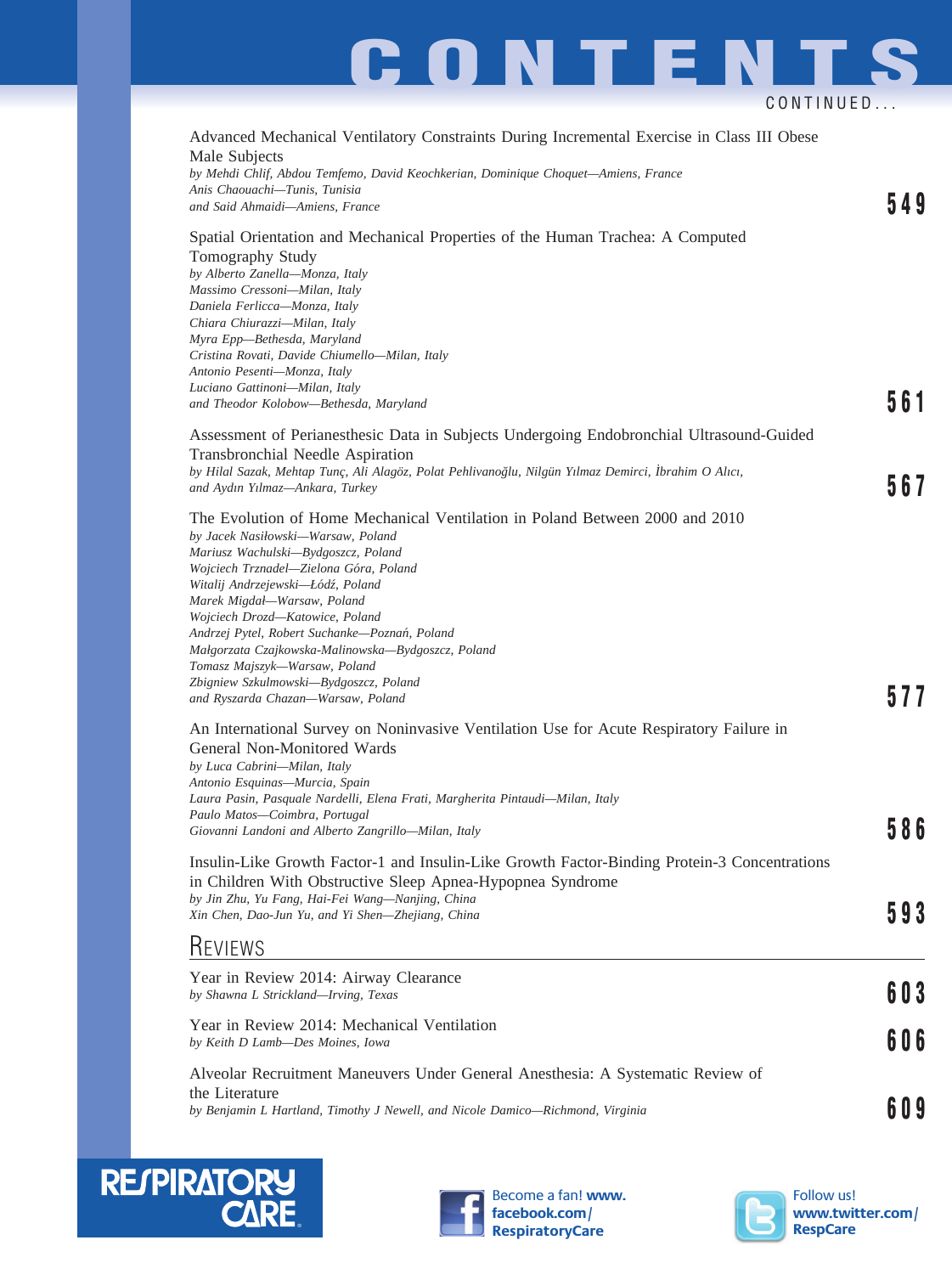# CONTENTS

CONTINUED...

Advanced Mechanical Ventilatory Constraints During Incremental Exercise in Class III Obese Male Subjects
*by Mehdi Chlif, Abdou Temfemo, David Keochkerian, Dominique Choquet—Amiens, France*
*Anis Chaouachi—Tunis, Tunisia*
*and Said Ahmaidi—Amiens, France*
**549**

Spatial Orientation and Mechanical Properties of the Human Trachea: A Computed Tomography Study
*by Alberto Zanella—Monza, Italy*
*Massimo Cressoni—Milan, Italy*
*Daniela Ferlicca—Monza, Italy*
*Chiara Chiurazzi—Milan, Italy*
*Myra Epp—Bethesda, Maryland*
*Cristina Rovati, Davide Chiumello—Milan, Italy*
*Antonio Pesenti—Monza, Italy*
*Luciano Gattinoni—Milan, Italy*
*and Theodor Kolobow—Bethesda, Maryland*
**561**

Assessment of Perianesthesic Data in Subjects Undergoing Endobronchial Ultrasound-Guided Transbronchial Needle Aspiration
*by Hilal Sazak, Mehtap Tunç, Ali Alagöz, Polat Pehlivanoğlu, Nilgün Yılmaz Demirci, İbrahim O Alıcı, and Aydın Yılmaz—Ankara, Turkey*
**567**

The Evolution of Home Mechanical Ventilation in Poland Between 2000 and 2010
*by Jacek Nasiłowski—Warsaw, Poland*
*Mariusz Wachulski—Bydgoszcz, Poland*
*Wojciech Trznadel—Zielona Góra, Poland*
*Witalij Andrzejewski—Łódź, Poland*
*Marek Migdał—Warsaw, Poland*
*Wojciech Drozd—Katowice, Poland*
*Andrzej Pytel, Robert Suchanke—Poznań, Poland*
*Małgorzata Czajkowska-Malinowska—Bydgoszcz, Poland*
*Tomasz Majszyk—Warsaw, Poland*
*Zbigniew Szkulmowski—Bydgoszcz, Poland*
*and Ryszarda Chazan—Warsaw, Poland*
**577**

An International Survey on Noninvasive Ventilation Use for Acute Respiratory Failure in General Non-Monitored Wards
*by Luca Cabrini—Milan, Italy*
*Antonio Esquinas—Murcia, Spain*
*Laura Pasin, Pasquale Nardelli, Elena Frati, Margherita Pintaudi—Milan, Italy*
*Paulo Matos—Coimbra, Portugal*
*Giovanni Landoni and Alberto Zangrillo—Milan, Italy*
**586**

Insulin-Like Growth Factor-1 and Insulin-Like Growth Factor-Binding Protein-3 Concentrations in Children With Obstructive Sleep Apnea-Hypopnea Syndrome
*by Jin Zhu, Yu Fang, Hai-Fei Wang—Nanjing, China*
*Xin Chen, Dao-Jun Yu, and Yi Shen—Zhejiang, China*
**593**

## Reviews

Year in Review 2014: Airway Clearance
*by Shawna L Strickland—Irving, Texas*
**603**

Year in Review 2014: Mechanical Ventilation
*by Keith D Lamb—Des Moines, Iowa*
**606**

Alveolar Recruitment Maneuvers Under General Anesthesia: A Systematic Review of the Literature
*by Benjamin L Hartland, Timothy J Newell, and Nicole Damico—Richmond, Virginia*
**609**

RESPIRATORY CARE

Become a fan! www.facebook.com/RespiratoryCare

Follow us! www.twitter.com/RespCare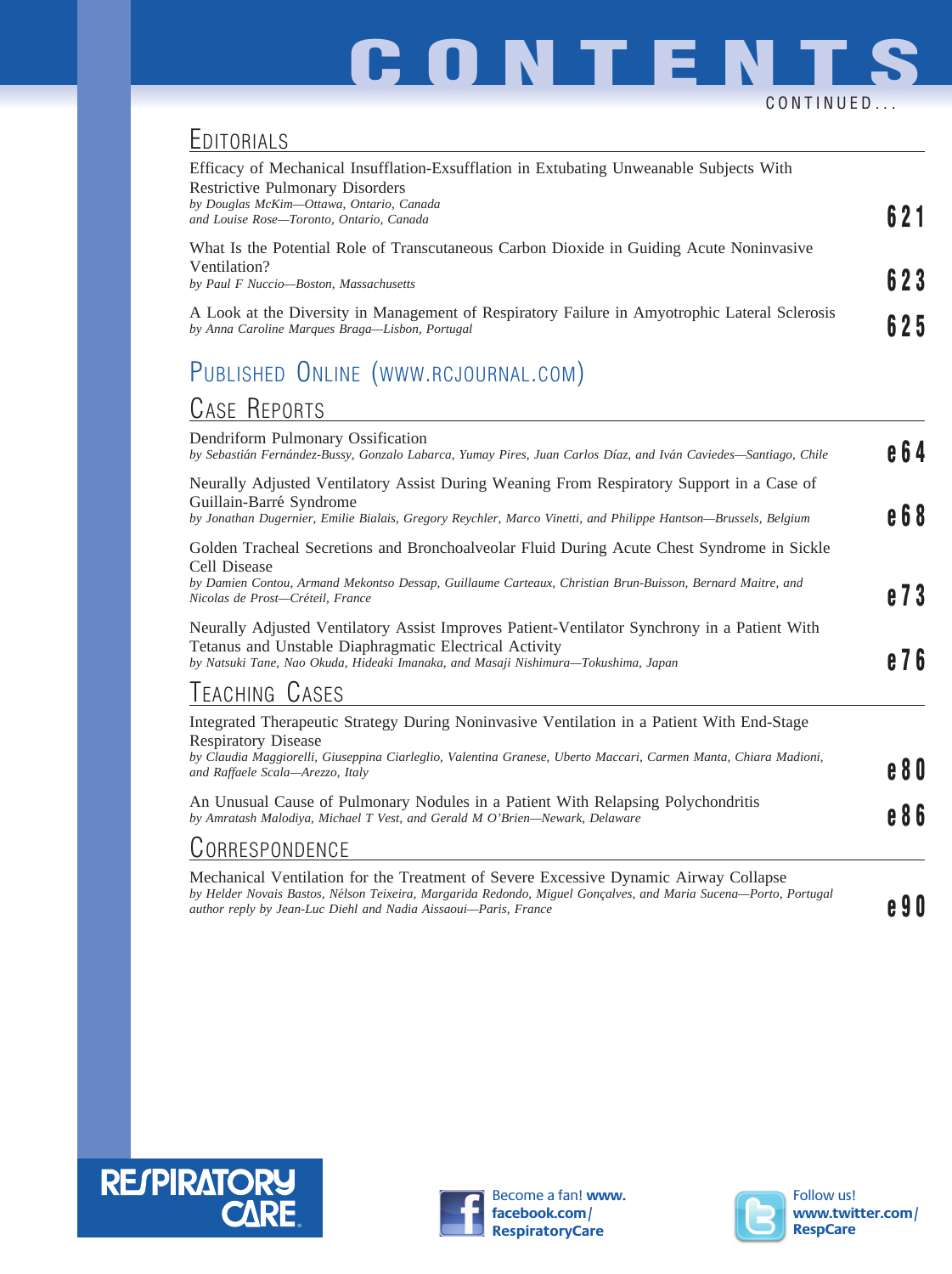# CONTENTS

CONTINUED...

## Editorials

Efficacy of Mechanical Insufflation-Exsufflation in Extubating Unweanable Subjects With Restrictive Pulmonary Disorders
*by Douglas McKim—Ottawa, Ontario, Canada and Louise Rose—Toronto, Ontario, Canada* **621**

What Is the Potential Role of Transcutaneous Carbon Dioxide in Guiding Acute Noninvasive Ventilation?
*by Paul F Nuccio—Boston, Massachusetts* **623**

A Look at the Diversity in Management of Respiratory Failure in Amyotrophic Lateral Sclerosis
*by Anna Caroline Marques Braga—Lisbon, Portugal* **625**

## Published Online (www.rcjournal.com)

### Case Reports

Dendriform Pulmonary Ossification
*by Sebastián Fernández-Bussy, Gonzalo Labarca, Yumay Pires, Juan Carlos Díaz, and Iván Caviedes—Santiago, Chile* **e64**

Neurally Adjusted Ventilatory Assist During Weaning From Respiratory Support in a Case of Guillain-Barré Syndrome
*by Jonathan Dugernier, Emilie Bialais, Gregory Reychler, Marco Vinetti, and Philippe Hantson—Brussels, Belgium* **e68**

Golden Tracheal Secretions and Bronchoalveolar Fluid During Acute Chest Syndrome in Sickle Cell Disease
*by Damien Contou, Armand Mekontso Dessap, Guillaume Carteaux, Christian Brun-Buisson, Bernard Maitre, and Nicolas de Prost—Créteil, France* **e73**

Neurally Adjusted Ventilatory Assist Improves Patient-Ventilator Synchrony in a Patient With Tetanus and Unstable Diaphragmatic Electrical Activity
*by Natsuki Tane, Nao Okuda, Hideaki Imanaka, and Masaji Nishimura—Tokushima, Japan* **e76**

### Teaching Cases

Integrated Therapeutic Strategy During Noninvasive Ventilation in a Patient With End-Stage Respiratory Disease
*by Claudia Maggiorelli, Giuseppina Ciarleglio, Valentina Granese, Uberto Maccari, Carmen Manta, Chiara Madioni, and Raffaele Scala—Arezzo, Italy* **e80**

An Unusual Cause of Pulmonary Nodules in a Patient With Relapsing Polychondritis
*by Amratash Malodiya, Michael T Vest, and Gerald M O'Brien—Newark, Delaware* **e86**

### Correspondence

Mechanical Ventilation for the Treatment of Severe Excessive Dynamic Airway Collapse
*by Helder Novais Bastos, Nélson Teixeira, Margarida Redondo, Miguel Gonçalves, and Maria Sucena—Porto, Portugal*
*author reply by Jean-Luc Diehl and Nadia Aissaoui—Paris, France* **e90**

RESPIRATORY CARE

Become a fan! www.facebook.com/RespiratoryCare

Follow us! www.twitter.com/RespCare